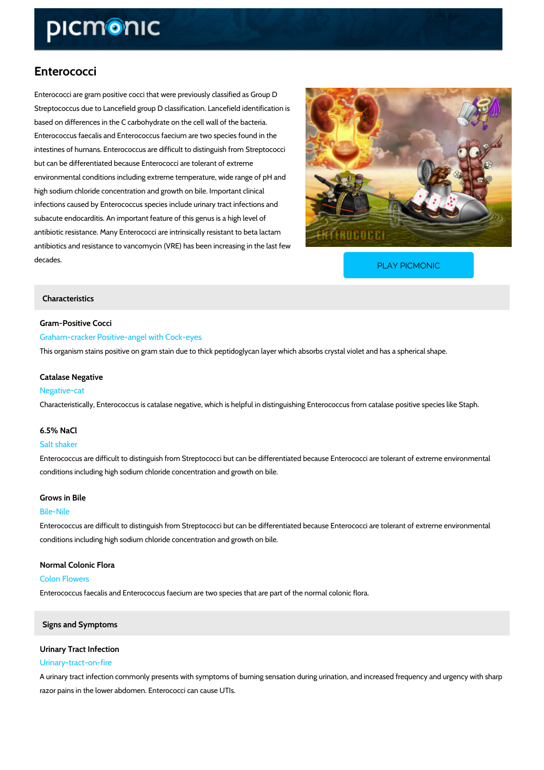# Enterococci

Enterococci are gram positive cocci that were previously classified as Group D Streptococcus due to Lancefield group D classification. Lancefield identification is based on differences in the C carbohydrate on the cell wall of the bacteria. Enterococcus faecalis and Enterococcus faecium are two species found in the intestines of humans. Enterococcus are difficult to distinguish from Streptococci but can be differentiated because Enterococci are tolerant of extreme environmental conditions including extreme temperature, wide range of pH and high sodium chloride concentration and growth on bile. Important clinical infections caused by Enterococcus species include urinary tract infections and subacute endocarditis. An important feature of this genus is a high level of antibiotic resistance. Many Enterococci are intrinsically resistant to beta lactam antibiotics and resistance to vancomycin (VRE) has been increasing in the last few decades.

PLAY PICMONIC

## Characteristics

### Gram-Positive Cocci

Graham-cracker Positive-angel with Cock-eyes

This organism stains positive on gram stain due to thick peptidoglycan layer which absorbs crystal violet and has a spherical shape.

### Catalase Negative

Negative-cat

Characteristically, Enterococcus is catalase negative, which is helpful in distinguishing Enterococcus from catalase positive species like Staph.

### 6.5% NaCl

Salt shaker

Enterococcus are difficult to distinguish from Streptococci but can be differentiated because Enterococci are tolerant of extreme environmental conditions including high sodium chloride concentration and growth on bile.

### Grows in Bile

Bile-Nile

Enterococcus are difficult to distinguish from Streptococci but can be differentiated because Enterococci are tolerant of extreme environmental conditions including high sodium chloride concentration and growth on bile.

### Normal Colonic Flora

Colon Flowers

Enterococcus faecalis and Enterococcus faecium are two species that are part of the normal colonic flora.

## Signs and Symptoms

### Urinary Tract Infection

Urinary-tract-on-fire

A urinary tract infection commonly presents with symptoms of burning sensation during urination, and increased frequency and urgency with sharp razor pains in the lower abdomen. Enterococci can cause UTIs.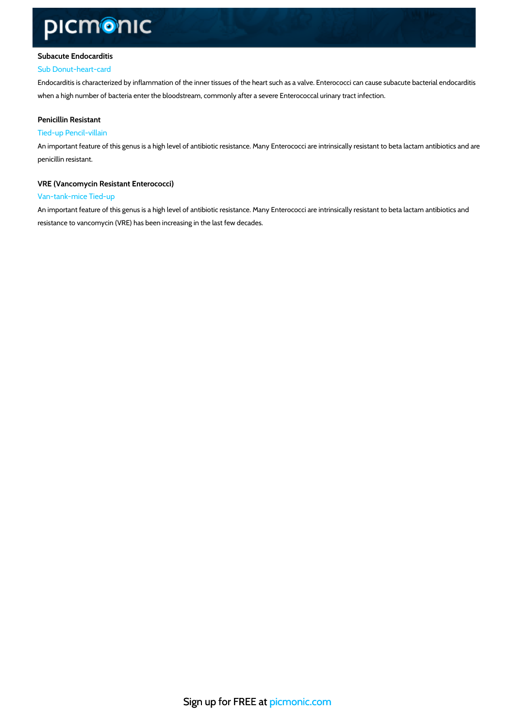**Subacute Endocarditis**

Sub Donut-heart-card

Endocarditis is characterized by inflammation of the inner tissues of the heart such as a valve. Enterococci can cause subacute bacterial endocarditis when a high number of bacteria enter the bloodstream, commonly after a severe Enterococcal urinary tract infection.

**Penicillin Resistant**

Tied-up Pencil-villain

An important feature of this genus is a high level of antibiotic resistance. Many Enterococci are intrinsically resistant to beta lactam antibiotics and are penicillin resistant.

**VRE (Vancomycin Resistant Enterococci)**

Van-tank-mice Tied-up

An important feature of this genus is a high level of antibiotic resistance. Many Enterococci are intrinsically resistant to beta lactam antibiotics and resistance to vancomycin (VRE) has been increasing in the last few decades.